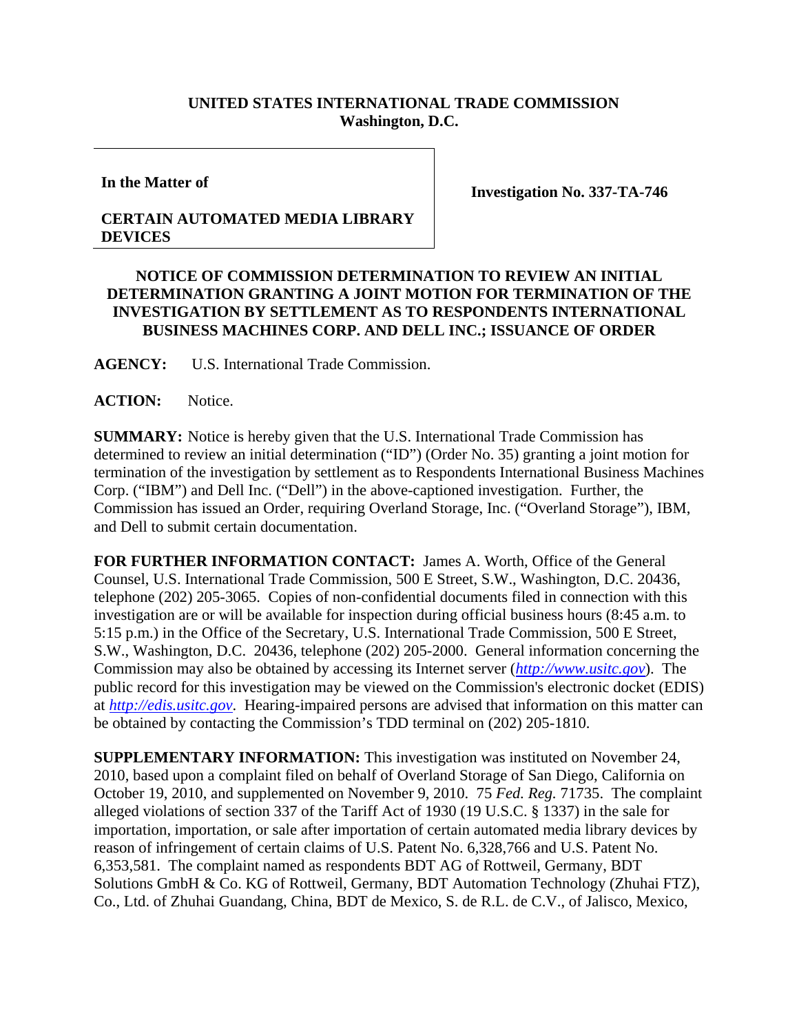**UNITED STATES INTERNATIONAL TRADE COMMISSION**
**Washington, D.C.**

| In the Matter of<br><br>**CERTAIN AUTOMATED MEDIA LIBRARY DEVICES** | **Investigation No. 337-TA-746** |
|---|---|

**NOTICE OF COMMISSION DETERMINATION TO REVIEW AN INITIAL DETERMINATION GRANTING A JOINT MOTION FOR TERMINATION OF THE INVESTIGATION BY SETTLEMENT AS TO RESPONDENTS INTERNATIONAL BUSINESS MACHINES CORP. AND DELL INC.; ISSUANCE OF ORDER**

**AGENCY:** U.S. International Trade Commission.

**ACTION:** Notice.

**SUMMARY:** Notice is hereby given that the U.S. International Trade Commission has determined to review an initial determination ("ID") (Order No. 35) granting a joint motion for termination of the investigation by settlement as to Respondents International Business Machines Corp. ("IBM") and Dell Inc. ("Dell") in the above-captioned investigation. Further, the Commission has issued an Order, requiring Overland Storage, Inc. ("Overland Storage"), IBM, and Dell to submit certain documentation.

**FOR FURTHER INFORMATION CONTACT:** James A. Worth, Office of the General Counsel, U.S. International Trade Commission, 500 E Street, S.W., Washington, D.C. 20436, telephone (202) 205-3065. Copies of non-confidential documents filed in connection with this investigation are or will be available for inspection during official business hours (8:45 a.m. to 5:15 p.m.) in the Office of the Secretary, U.S. International Trade Commission, 500 E Street, S.W., Washington, D.C. 20436, telephone (202) 205-2000. General information concerning the Commission may also be obtained by accessing its Internet server (*http://www.usitc.gov*). The public record for this investigation may be viewed on the Commission's electronic docket (EDIS) at *http://edis.usitc.gov*. Hearing-impaired persons are advised that information on this matter can be obtained by contacting the Commission's TDD terminal on (202) 205-1810.

**SUPPLEMENTARY INFORMATION:** This investigation was instituted on November 24, 2010, based upon a complaint filed on behalf of Overland Storage of San Diego, California on October 19, 2010, and supplemented on November 9, 2010. 75 *Fed. Reg.* 71735. The complaint alleged violations of section 337 of the Tariff Act of 1930 (19 U.S.C. § 1337) in the sale for importation, importation, or sale after importation of certain automated media library devices by reason of infringement of certain claims of U.S. Patent No. 6,328,766 and U.S. Patent No. 6,353,581. The complaint named as respondents BDT AG of Rottweil, Germany, BDT Solutions GmbH & Co. KG of Rottweil, Germany, BDT Automation Technology (Zhuhai FTZ), Co., Ltd. of Zhuhai Guandang, China, BDT de Mexico, S. de R.L. de C.V., of Jalisco, Mexico,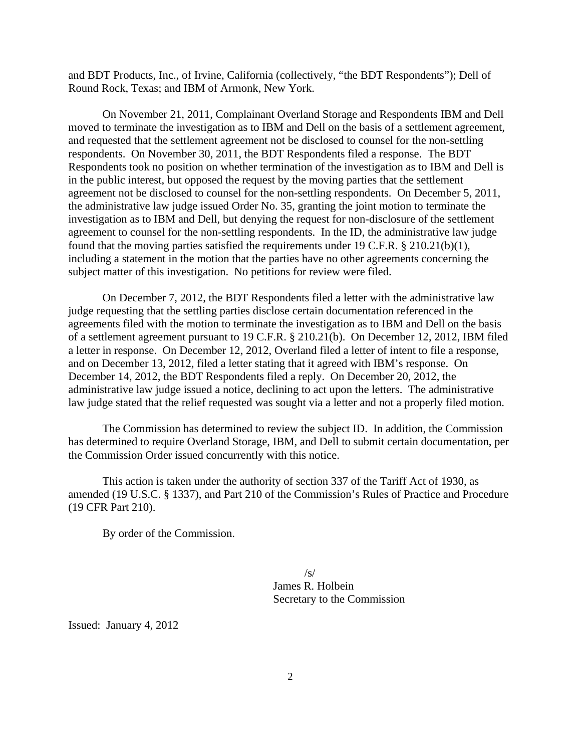and BDT Products, Inc., of Irvine, California (collectively, "the BDT Respondents"); Dell of Round Rock, Texas; and IBM of Armonk, New York.

On November 21, 2011, Complainant Overland Storage and Respondents IBM and Dell moved to terminate the investigation as to IBM and Dell on the basis of a settlement agreement, and requested that the settlement agreement not be disclosed to counsel for the non-settling respondents. On November 30, 2011, the BDT Respondents filed a response. The BDT Respondents took no position on whether termination of the investigation as to IBM and Dell is in the public interest, but opposed the request by the moving parties that the settlement agreement not be disclosed to counsel for the non-settling respondents. On December 5, 2011, the administrative law judge issued Order No. 35, granting the joint motion to terminate the investigation as to IBM and Dell, but denying the request for non-disclosure of the settlement agreement to counsel for the non-settling respondents. In the ID, the administrative law judge found that the moving parties satisfied the requirements under 19 C.F.R. § 210.21(b)(1), including a statement in the motion that the parties have no other agreements concerning the subject matter of this investigation. No petitions for review were filed.

On December 7, 2012, the BDT Respondents filed a letter with the administrative law judge requesting that the settling parties disclose certain documentation referenced in the agreements filed with the motion to terminate the investigation as to IBM and Dell on the basis of a settlement agreement pursuant to 19 C.F.R. § 210.21(b). On December 12, 2012, IBM filed a letter in response. On December 12, 2012, Overland filed a letter of intent to file a response, and on December 13, 2012, filed a letter stating that it agreed with IBM's response. On December 14, 2012, the BDT Respondents filed a reply. On December 20, 2012, the administrative law judge issued a notice, declining to act upon the letters. The administrative law judge stated that the relief requested was sought via a letter and not a properly filed motion.

The Commission has determined to review the subject ID. In addition, the Commission has determined to require Overland Storage, IBM, and Dell to submit certain documentation, per the Commission Order issued concurrently with this notice.

This action is taken under the authority of section 337 of the Tariff Act of 1930, as amended (19 U.S.C. § 1337), and Part 210 of the Commission's Rules of Practice and Procedure (19 CFR Part 210).

By order of the Commission.

/s/
James R. Holbein
Secretary to the Commission

Issued: January 4, 2012